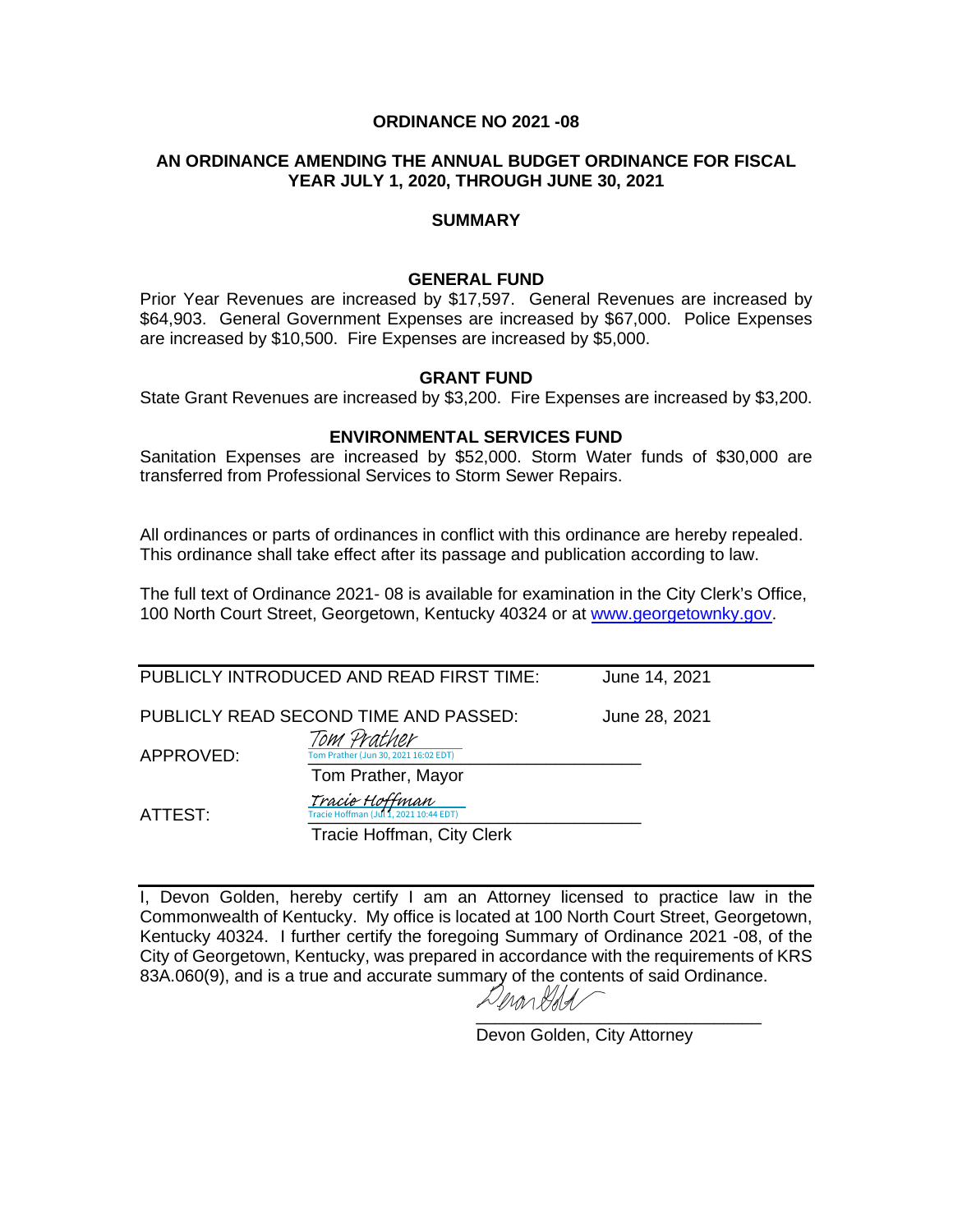# ORDINANCE NO 2021 -08

## AN ORDINANCE AMENDING THE ANNUAL BUDGET ORDINANCE FOR FISCAL YEAR JULY 1, 2020, THROUGH JUNE 30, 2021

### SUMMARY

### GENERAL FUND

Prior Year Revenues are increased by $17,597. General Revenues are increased by $64,903. General Government Expenses are increased by $67,000. Police Expenses are increased by $10,500. Fire Expenses are increased by $5,000.

### GRANT FUND

State Grant Revenues are increased by $3,200. Fire Expenses are increased by $3,200.

### ENVIRONMENTAL SERVICES FUND

Sanitation Expenses are increased by $52,000. Storm Water funds of $30,000 are transferred from Professional Services to Storm Sewer Repairs.

All ordinances or parts of ordinances in conflict with this ordinance are hereby repealed. This ordinance shall take effect after its passage and publication according to law.

The full text of Ordinance 2021- 08 is available for examination in the City Clerk's Office, 100 North Court Street, Georgetown, Kentucky 40324 or at www.georgetownky.gov.

---

PUBLICLY INTRODUCED AND READ FIRST TIME: June 14, 2021

PUBLICLY READ SECOND TIME AND PASSED: June 28, 2021

APPROVED: *Tom Prather* (Tom Prather (Jun 30, 2021 16:02 EDT))
Tom Prather, Mayor

ATTEST: *Tracie Hoffman* (Tracie Hoffman (Jul 1, 2021 10:44 EDT))
Tracie Hoffman, City Clerk

---

I, Devon Golden, hereby certify I am an Attorney licensed to practice law in the Commonwealth of Kentucky. My office is located at 100 North Court Street, Georgetown, Kentucky 40324. I further certify the foregoing Summary of Ordinance 2021 -08, of the City of Georgetown, Kentucky, was prepared in accordance with the requirements of KRS 83A.060(9), and is a true and accurate summary of the contents of said Ordinance.

*Devon Golden*
Devon Golden, City Attorney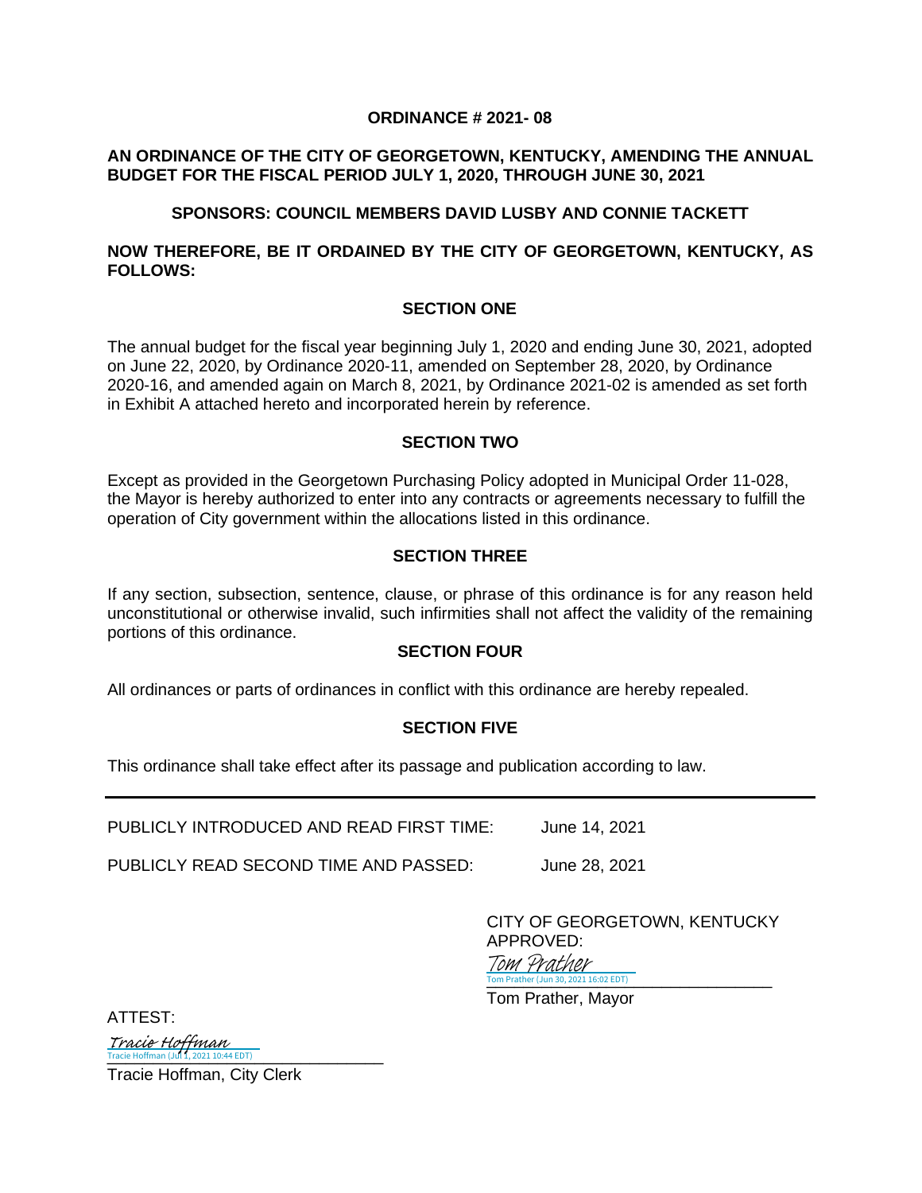# ORDINANCE # 2021- 08

**AN ORDINANCE OF THE CITY OF GEORGETOWN, KENTUCKY, AMENDING THE ANNUAL BUDGET FOR THE FISCAL PERIOD JULY 1, 2020, THROUGH JUNE 30, 2021**

**SPONSORS: COUNCIL MEMBERS DAVID LUSBY AND CONNIE TACKETT**

**NOW THEREFORE, BE IT ORDAINED BY THE CITY OF GEORGETOWN, KENTUCKY, AS FOLLOWS:**

## SECTION ONE

The annual budget for the fiscal year beginning July 1, 2020 and ending June 30, 2021, adopted on June 22, 2020, by Ordinance 2020-11, amended on September 28, 2020, by Ordinance 2020-16, and amended again on March 8, 2021, by Ordinance 2021-02 is amended as set forth in Exhibit A attached hereto and incorporated herein by reference.

## SECTION TWO

Except as provided in the Georgetown Purchasing Policy adopted in Municipal Order 11-028, the Mayor is hereby authorized to enter into any contracts or agreements necessary to fulfill the operation of City government within the allocations listed in this ordinance.

## SECTION THREE

If any section, subsection, sentence, clause, or phrase of this ordinance is for any reason held unconstitutional or otherwise invalid, such infirmities shall not affect the validity of the remaining portions of this ordinance.

## SECTION FOUR

All ordinances or parts of ordinances in conflict with this ordinance are hereby repealed.

## SECTION FIVE

This ordinance shall take effect after its passage and publication according to law.

---

PUBLICLY INTRODUCED AND READ FIRST TIME: June 14, 2021

PUBLICLY READ SECOND TIME AND PASSED: June 28, 2021

CITY OF GEORGETOWN, KENTUCKY
APPROVED:

*Tom Prather*
Tom Prather (Jun 30, 2021 16:02 EDT)

Tom Prather, Mayor

ATTEST:

*Tracie Hoffman*
Tracie Hoffman (Jul 1, 2021 10:44 EDT)

Tracie Hoffman, City Clerk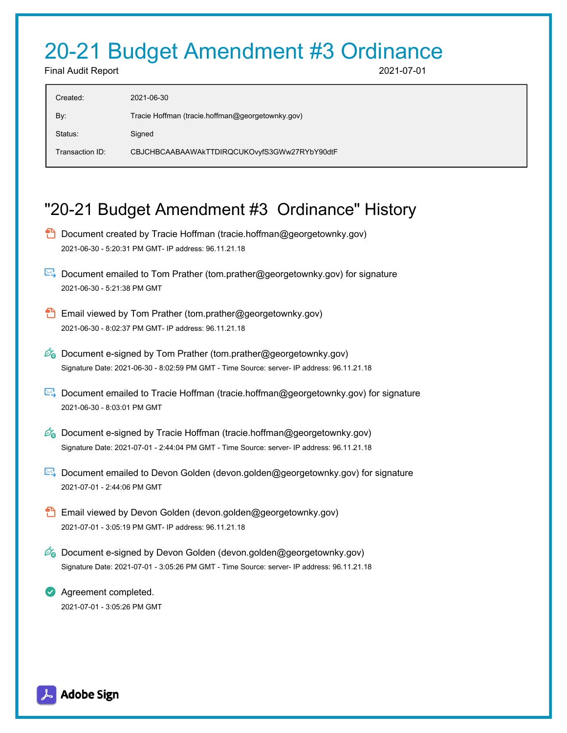# 20-21 Budget Amendment #3 Ordinance

Final Audit Report 2021-07-01

| | |
|---|---|
| Created: | 2021-06-30 |
| By: | Tracie Hoffman (tracie.hoffman@georgetownky.gov) |
| Status: | Signed |
| Transaction ID: | CBJCHBCAABAAWAkTTDIRQCUKOvyfS3GWw27RYbY90dtF |

## "20-21 Budget Amendment #3  Ordinance" History

- Document created by Tracie Hoffman (tracie.hoffman@georgetownky.gov)
  2021-06-30 - 5:20:31 PM GMT- IP address: 96.11.21.18

- Document emailed to Tom Prather (tom.prather@georgetownky.gov) for signature
  2021-06-30 - 5:21:38 PM GMT

- Email viewed by Tom Prather (tom.prather@georgetownky.gov)
  2021-06-30 - 8:02:37 PM GMT- IP address: 96.11.21.18

- Document e-signed by Tom Prather (tom.prather@georgetownky.gov)
  Signature Date: 2021-06-30 - 8:02:59 PM GMT - Time Source: server- IP address: 96.11.21.18

- Document emailed to Tracie Hoffman (tracie.hoffman@georgetownky.gov) for signature
  2021-06-30 - 8:03:01 PM GMT

- Document e-signed by Tracie Hoffman (tracie.hoffman@georgetownky.gov)
  Signature Date: 2021-07-01 - 2:44:04 PM GMT - Time Source: server- IP address: 96.11.21.18

- Document emailed to Devon Golden (devon.golden@georgetownky.gov) for signature
  2021-07-01 - 2:44:06 PM GMT

- Email viewed by Devon Golden (devon.golden@georgetownky.gov)
  2021-07-01 - 3:05:19 PM GMT- IP address: 96.11.21.18

- Document e-signed by Devon Golden (devon.golden@georgetownky.gov)
  Signature Date: 2021-07-01 - 3:05:26 PM GMT - Time Source: server- IP address: 96.11.21.18

- Agreement completed.
  2021-07-01 - 3:05:26 PM GMT

Adobe Sign